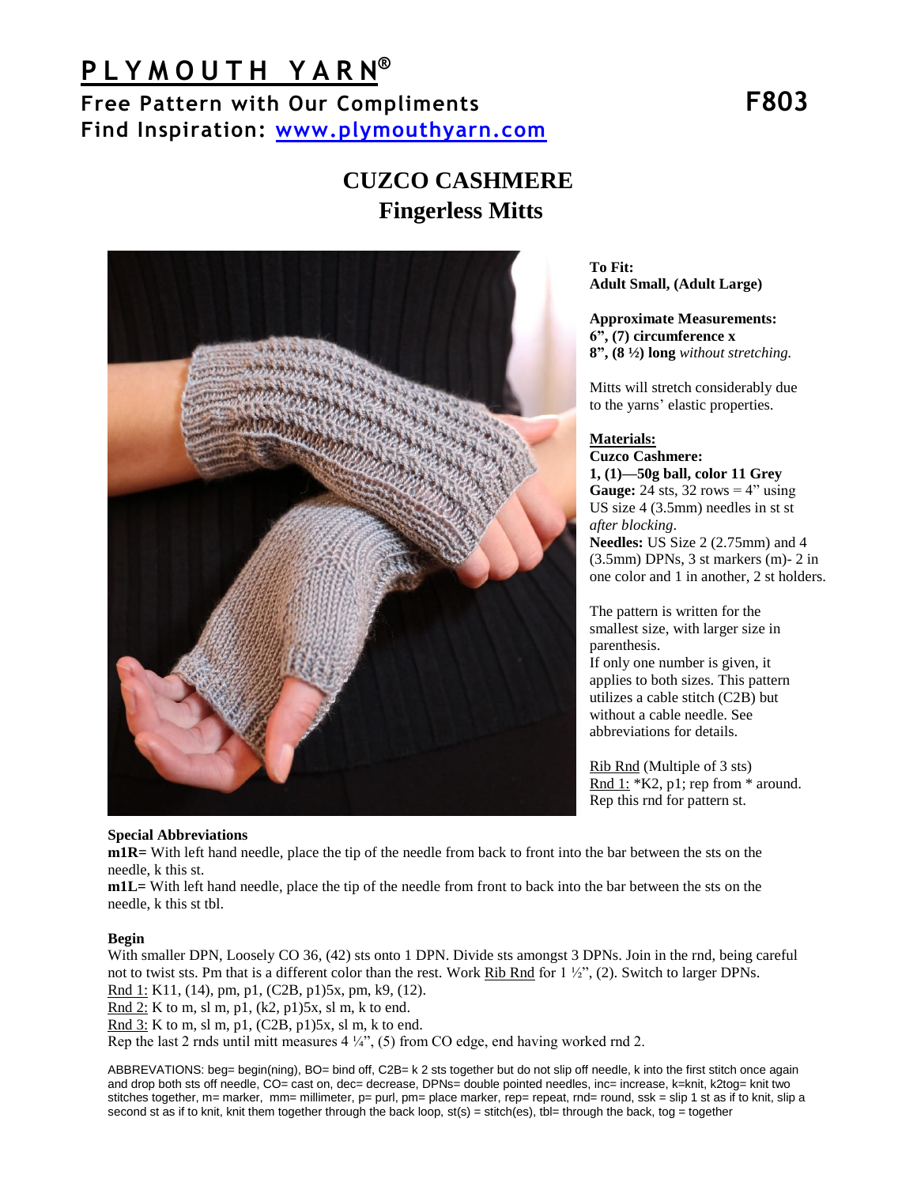# PLYMOUTH YARN®

**Free Pattern with Our Compliments** **F803**

**Find Inspiration: [www.plymouthyarn.com](http://www.plymouthyarn.com)**

## CUZCO CASHMERE
## Fingerless Mitts

**To Fit:**
**Adult Small, (Adult Large)**

**Approximate Measurements:**
**6", (7) circumference x**
**8", (8 ½) long** *without stretching.*

Mitts will stretch considerably due to the yarns' elastic properties.

**Materials:**
**Cuzco Cashmere:**
**1, (1)—50g ball, color 11 Grey**
**Gauge:** 24 sts, 32 rows = 4" using US size 4 (3.5mm) needles in st st *after blocking*.
**Needles:** US Size 2 (2.75mm) and 4 (3.5mm) DPNs, 3 st markers (m)- 2 in one color and 1 in another, 2 st holders.

The pattern is written for the smallest size, with larger size in parenthesis.
If only one number is given, it applies to both sizes. This pattern utilizes a cable stitch (C2B) but without a cable needle. See abbreviations for details.

Rib Rnd (Multiple of 3 sts)
Rnd 1: *K2, p1; rep from * around.
Rep this rnd for pattern st.

**Special Abbreviations**

**m1R=** With left hand needle, place the tip of the needle from back to front into the bar between the sts on the needle, k this st.

**m1L=** With left hand needle, place the tip of the needle from front to back into the bar between the sts on the needle, k this st tbl.

**Begin**

With smaller DPN, Loosely CO 36, (42) sts onto 1 DPN. Divide sts amongst 3 DPNs. Join in the rnd, being careful not to twist sts. Pm that is a different color than the rest. Work Rib Rnd for 1 ½", (2). Switch to larger DPNs.
Rnd 1: K11, (14), pm, p1, (C2B, p1)5x, pm, k9, (12).
Rnd 2: K to m, sl m, p1, (k2, p1)5x, sl m, k to end.
Rnd 3: K to m, sl m, p1, (C2B, p1)5x, sl m, k to end.
Rep the last 2 rnds until mitt measures 4 ¼", (5) from CO edge, end having worked rnd 2.

ABBREVIATIONS: beg= begin(ning), BO= bind off, C2B= k 2 sts together but do not slip off needle, k into the first stitch once again and drop both sts off needle, CO= cast on, dec= decrease, DPNs= double pointed needles, inc= increase, k=knit, k2tog= knit two stitches together, m= marker, mm= millimeter, p= purl, pm= place marker, rep= repeat, rnd= round, ssk = slip 1 st as if to knit, slip a second st as if to knit, knit them together through the back loop, st(s) = stitch(es), tbl= through the back, tog = together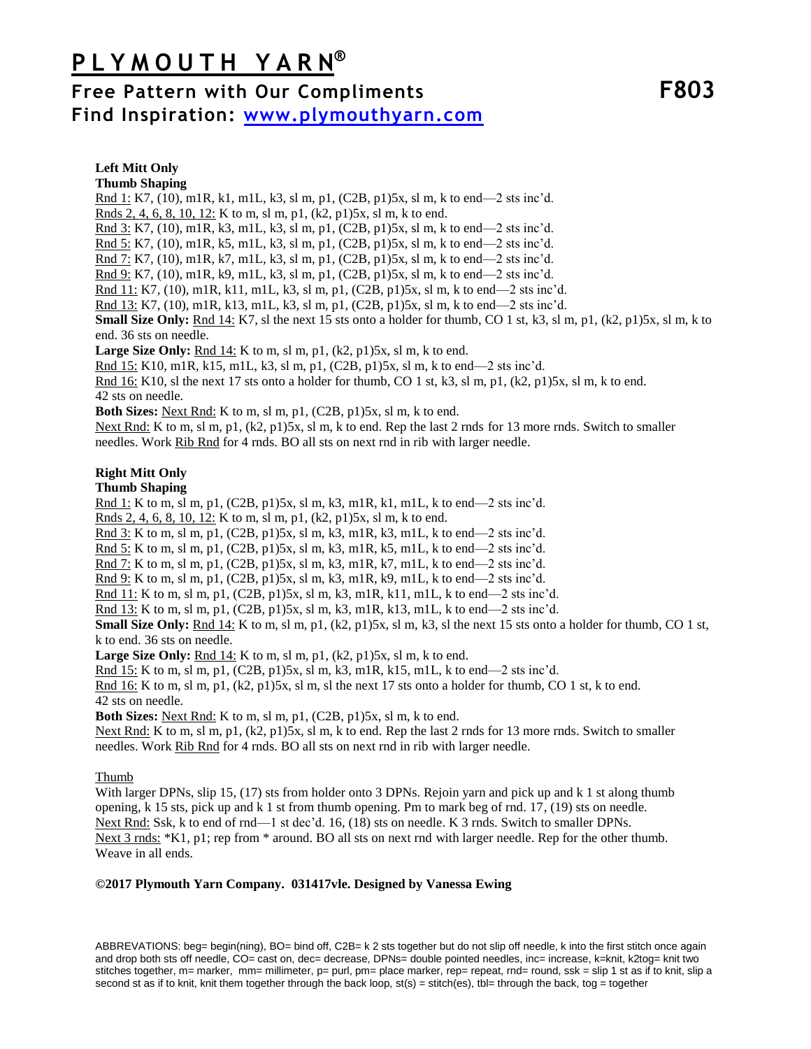# PLYMOUTH YARN®

## Free Pattern with Our Compliments F803

## Find Inspiration: www.plymouthyarn.com

**Left Mitt Only**

**Thumb Shaping**

Rnd 1: K7, (10), m1R, k1, m1L, k3, sl m, p1, (C2B, p1)5x, sl m, k to end—2 sts inc'd.

Rnds 2, 4, 6, 8, 10, 12: K to m, sl m, p1, (k2, p1)5x, sl m, k to end.

Rnd 3: K7, (10), m1R, k3, m1L, k3, sl m, p1, (C2B, p1)5x, sl m, k to end—2 sts inc'd.

Rnd 5: K7, (10), m1R, k5, m1L, k3, sl m, p1, (C2B, p1)5x, sl m, k to end—2 sts inc'd.

Rnd 7: K7, (10), m1R, k7, m1L, k3, sl m, p1, (C2B, p1)5x, sl m, k to end—2 sts inc'd.

Rnd 9: K7, (10), m1R, k9, m1L, k3, sl m, p1, (C2B, p1)5x, sl m, k to end—2 sts inc'd.

Rnd 11: K7, (10), m1R, k11, m1L, k3, sl m, p1, (C2B, p1)5x, sl m, k to end—2 sts inc'd.

Rnd 13: K7, (10), m1R, k13, m1L, k3, sl m, p1, (C2B, p1)5x, sl m, k to end—2 sts inc'd.

**Small Size Only:** Rnd 14: K7, sl the next 15 sts onto a holder for thumb, CO 1 st, k3, sl m, p1, (k2, p1)5x, sl m, k to end. 36 sts on needle.

**Large Size Only:** Rnd 14: K to m, sl m, p1, (k2, p1)5x, sl m, k to end.

Rnd 15: K10, m1R, k15, m1L, k3, sl m, p1, (C2B, p1)5x, sl m, k to end—2 sts inc'd.

Rnd 16: K10, sl the next 17 sts onto a holder for thumb, CO 1 st, k3, sl m, p1, (k2, p1)5x, sl m, k to end. 42 sts on needle.

**Both Sizes:** Next Rnd: K to m, sl m, p1, (C2B, p1)5x, sl m, k to end.

Next Rnd: K to m, sl m, p1, (k2, p1)5x, sl m, k to end. Rep the last 2 rnds for 13 more rnds. Switch to smaller needles. Work Rib Rnd for 4 rnds. BO all sts on next rnd in rib with larger needle.

**Right Mitt Only**

**Thumb Shaping**

Rnd 1: K to m, sl m, p1, (C2B, p1)5x, sl m, k3, m1R, k1, m1L, k to end—2 sts inc'd.

Rnds 2, 4, 6, 8, 10, 12: K to m, sl m, p1, (k2, p1)5x, sl m, k to end.

Rnd 3: K to m, sl m, p1, (C2B, p1)5x, sl m, k3, m1R, k3, m1L, k to end—2 sts inc'd.

Rnd 5: K to m, sl m, p1, (C2B, p1)5x, sl m, k3, m1R, k5, m1L, k to end—2 sts inc'd.

Rnd 7: K to m, sl m, p1, (C2B, p1)5x, sl m, k3, m1R, k7, m1L, k to end—2 sts inc'd.

Rnd 9: K to m, sl m, p1, (C2B, p1)5x, sl m, k3, m1R, k9, m1L, k to end—2 sts inc'd.

Rnd 11: K to m, sl m, p1, (C2B, p1)5x, sl m, k3, m1R, k11, m1L, k to end—2 sts inc'd.

Rnd 13: K to m, sl m, p1, (C2B, p1)5x, sl m, k3, m1R, k13, m1L, k to end—2 sts inc'd.

**Small Size Only:** Rnd 14: K to m, sl m, p1, (k2, p1)5x, sl m, k3, sl the next 15 sts onto a holder for thumb, CO 1 st, k to end. 36 sts on needle.

**Large Size Only:** Rnd 14: K to m, sl m, p1, (k2, p1)5x, sl m, k to end.

Rnd 15: K to m, sl m, p1, (C2B, p1)5x, sl m, k3, m1R, k15, m1L, k to end—2 sts inc'd.

Rnd 16: K to m, sl m, p1, (k2, p1)5x, sl m, sl the next 17 sts onto a holder for thumb, CO 1 st, k to end. 42 sts on needle.

**Both Sizes:** Next Rnd: K to m, sl m, p1, (C2B, p1)5x, sl m, k to end.

Next Rnd: K to m, sl m, p1, (k2, p1)5x, sl m, k to end. Rep the last 2 rnds for 13 more rnds. Switch to smaller needles. Work Rib Rnd for 4 rnds. BO all sts on next rnd in rib with larger needle.

Thumb

With larger DPNs, slip 15, (17) sts from holder onto 3 DPNs. Rejoin yarn and pick up and k 1 st along thumb opening, k 15 sts, pick up and k 1 st from thumb opening. Pm to mark beg of rnd. 17, (19) sts on needle.

Next Rnd: Ssk, k to end of rnd—1 st dec'd. 16, (18) sts on needle. K 3 rnds. Switch to smaller DPNs.

Next 3 rnds: *K1, p1; rep from * around. BO all sts on next rnd with larger needle. Rep for the other thumb. Weave in all ends.

**©2017 Plymouth Yarn Company. 031417vle. Designed by Vanessa Ewing**

ABBREVIATIONS: beg= begin(ning), BO= bind off, C2B= k 2 sts together but do not slip off needle, k into the first stitch once again and drop both sts off needle, CO= cast on, dec= decrease, DPNs= double pointed needles, inc= increase, k=knit, k2tog= knit two stitches together, m= marker, mm= millimeter, p= purl, pm= place marker, rep= repeat, rnd= round, ssk = slip 1 st as if to knit, slip a second st as if to knit, knit them together through the back loop, st(s) = stitch(es), tbl= through the back, tog = together